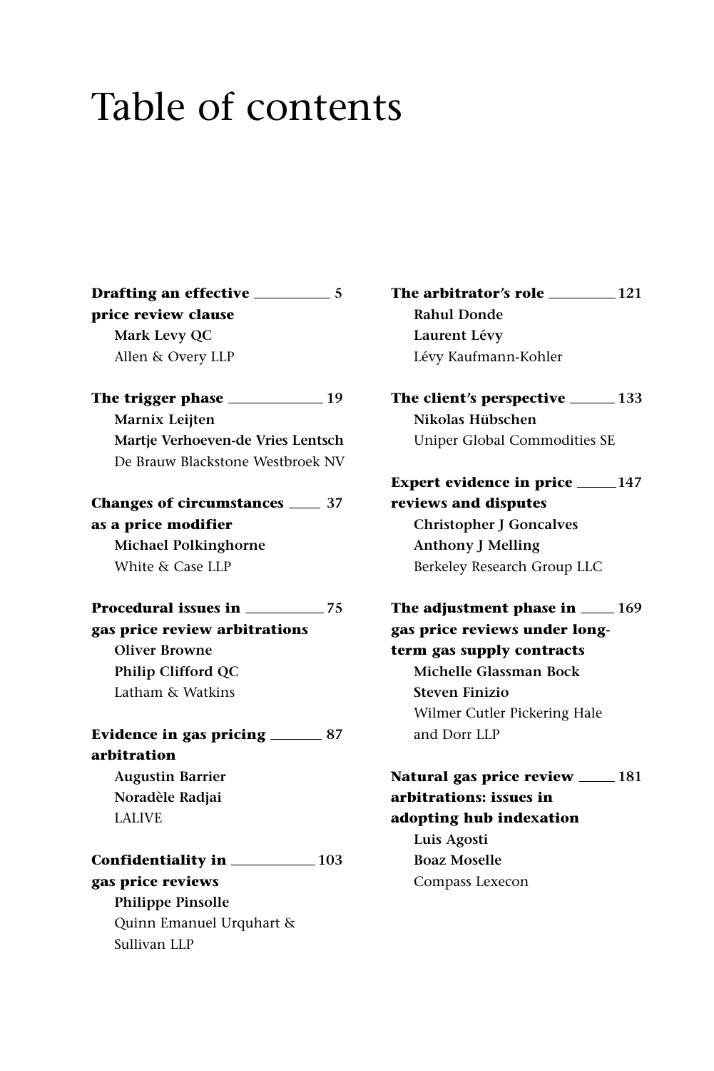# Table of contents

**Drafting an effective price review clause** — 5
**Mark Levy QC**
Allen & Overy LLP

**The trigger phase** — 19
**Marnix Leijten**
**Martje Verhoeven-de Vries Lentsch**
De Brauw Blackstone Westbroek NV

**Changes of circumstances as a price modifier** — 37
**Michael Polkinghorne**
White & Case LLP

**Procedural issues in gas price review arbitrations** — 75
**Oliver Browne**
**Philip Clifford QC**
Latham & Watkins

**Evidence in gas pricing arbitration** — 87
**Augustin Barrier**
**Noradèle Radjai**
LALIVE

**Confidentiality in gas price reviews** — 103
**Philippe Pinsolle**
Quinn Emanuel Urquhart & Sullivan LLP

**The arbitrator's role** — 121
**Rahul Donde**
**Laurent Lévy**
Lévy Kaufmann-Kohler

**The client's perspective** — 133
**Nikolas Hübschen**
Uniper Global Commodities SE

**Expert evidence in price reviews and disputes** — 147
**Christopher J Goncalves**
**Anthony J Melling**
Berkeley Research Group LLC

**The adjustment phase in gas price reviews under long-term gas supply contracts** — 169
**Michelle Glassman Bock**
**Steven Finizio**
Wilmer Cutler Pickering Hale and Dorr LLP

**Natural gas price review arbitrations: issues in adopting hub indexation** — 181
**Luis Agosti**
**Boaz Moselle**
Compass Lexecon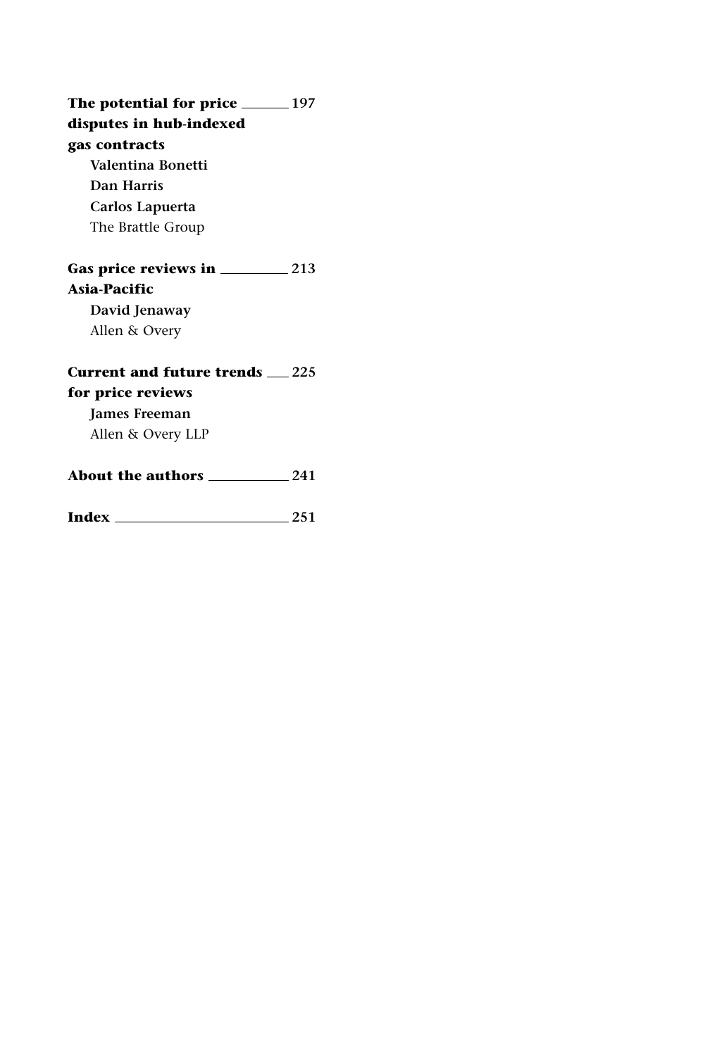**The potential for price disputes in hub-indexed gas contracts** 197

**Valentina Bonetti**
**Dan Harris**
**Carlos Lapuerta**
The Brattle Group

**Gas price reviews in Asia-Pacific** 213

**David Jenaway**
Allen & Overy

**Current and future trends for price reviews** 225

**James Freeman**
Allen & Overy LLP

**About the authors** 241

**Index** 251